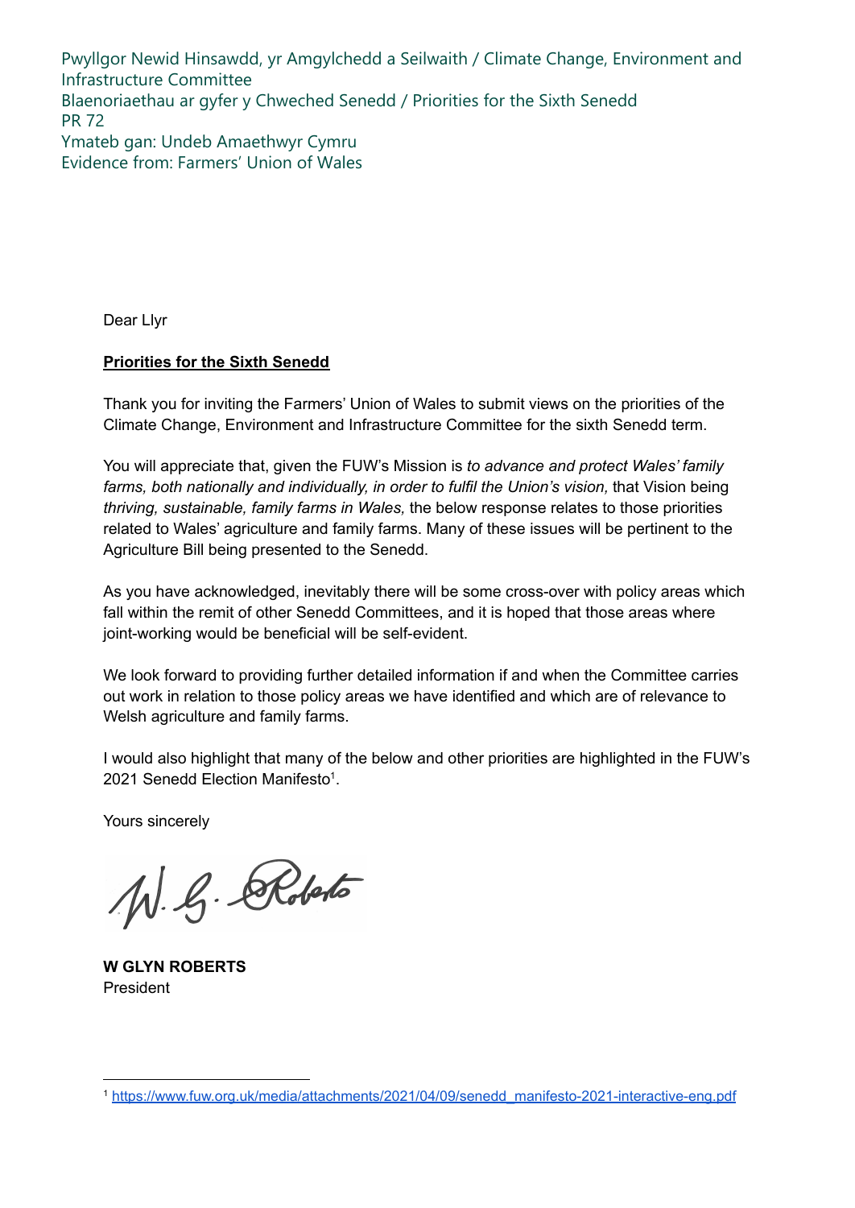Pwyllgor Newid Hinsawdd, yr Amgylchedd a Seilwaith / Climate Change, Environment and Infrastructure Committee
Blaenoriaethau ar gyfer y Chweched Senedd / Priorities for the Sixth Senedd
PR 72
Ymateb gan: Undeb Amaethwyr Cymru
Evidence from: Farmers' Union of Wales

Dear Llyr

**Priorities for the Sixth Senedd**

Thank you for inviting the Farmers' Union of Wales to submit views on the priorities of the Climate Change, Environment and Infrastructure Committee for the sixth Senedd term.

You will appreciate that, given the FUW's Mission is *to advance and protect Wales' family farms, both nationally and individually, in order to fulfil the Union's vision,* that Vision being *thriving, sustainable, family farms in Wales,* the below response relates to those priorities related to Wales' agriculture and family farms. Many of these issues will be pertinent to the Agriculture Bill being presented to the Senedd.

As you have acknowledged, inevitably there will be some cross-over with policy areas which fall within the remit of other Senedd Committees, and it is hoped that those areas where joint-working would be beneficial will be self-evident.

We look forward to providing further detailed information if and when the Committee carries out work in relation to those policy areas we have identified and which are of relevance to Welsh agriculture and family farms.

I would also highlight that many of the below and other priorities are highlighted in the FUW's 2021 Senedd Election Manifesto[1].

Yours sincerely

W. G. Roberts

**W GLYN ROBERTS**
President

[1] https://www.fuw.org.uk/media/attachments/2021/04/09/senedd_manifesto-2021-interactive-eng.pdf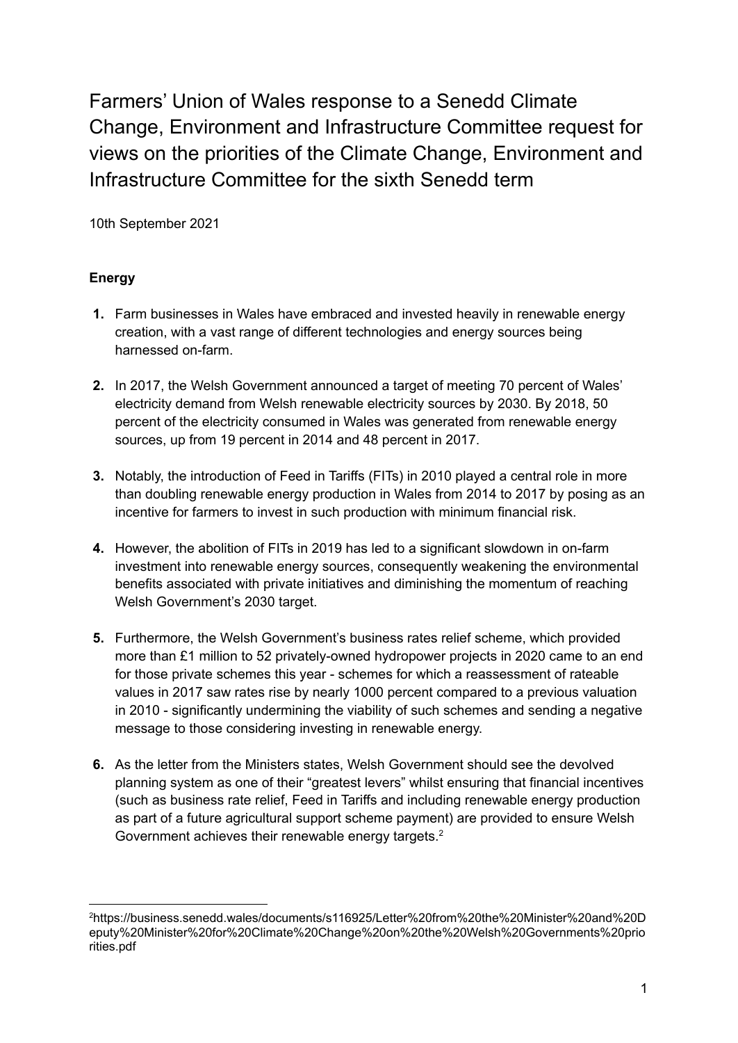# Farmers' Union of Wales response to a Senedd Climate Change, Environment and Infrastructure Committee request for views on the priorities of the Climate Change, Environment and Infrastructure Committee for the sixth Senedd term

10th September 2021

**Energy**

1. Farm businesses in Wales have embraced and invested heavily in renewable energy creation, with a vast range of different technologies and energy sources being harnessed on-farm.

2. In 2017, the Welsh Government announced a target of meeting 70 percent of Wales' electricity demand from Welsh renewable electricity sources by 2030. By 2018, 50 percent of the electricity consumed in Wales was generated from renewable energy sources, up from 19 percent in 2014 and 48 percent in 2017.

3. Notably, the introduction of Feed in Tariffs (FITs) in 2010 played a central role in more than doubling renewable energy production in Wales from 2014 to 2017 by posing as an incentive for farmers to invest in such production with minimum financial risk.

4. However, the abolition of FITs in 2019 has led to a significant slowdown in on-farm investment into renewable energy sources, consequently weakening the environmental benefits associated with private initiatives and diminishing the momentum of reaching Welsh Government's 2030 target.

5. Furthermore, the Welsh Government's business rates relief scheme, which provided more than £1 million to 52 privately-owned hydropower projects in 2020 came to an end for those private schemes this year - schemes for which a reassessment of rateable values in 2017 saw rates rise by nearly 1000 percent compared to a previous valuation in 2010 - significantly undermining the viability of such schemes and sending a negative message to those considering investing in renewable energy.

6. As the letter from the Ministers states, Welsh Government should see the devolved planning system as one of their "greatest levers" whilst ensuring that financial incentives (such as business rate relief, Feed in Tariffs and including renewable energy production as part of a future agricultural support scheme payment) are provided to ensure Welsh Government achieves their renewable energy targets.[2]

---

[2] https://business.senedd.wales/documents/s116925/Letter%20from%20the%20Minister%20and%20Deputy%20Minister%20for%20Climate%20Change%20on%20the%20Welsh%20Governments%20priorities.pdf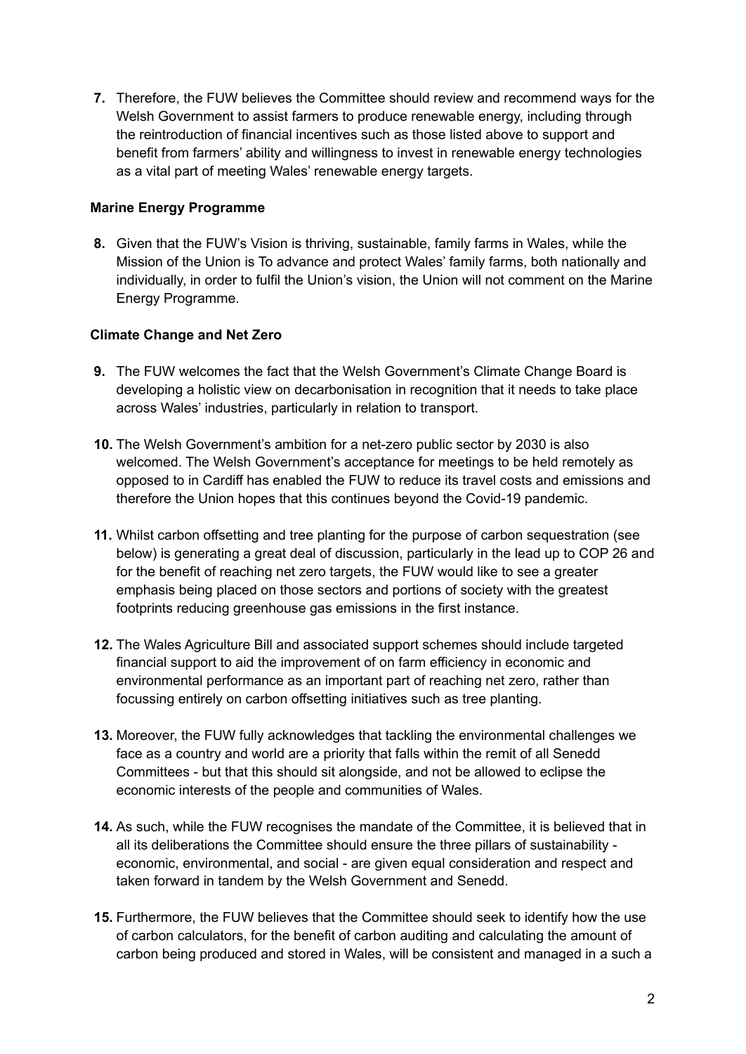7. Therefore, the FUW believes the Committee should review and recommend ways for the Welsh Government to assist farmers to produce renewable energy, including through the reintroduction of financial incentives such as those listed above to support and benefit from farmers' ability and willingness to invest in renewable energy technologies as a vital part of meeting Wales' renewable energy targets.

**Marine Energy Programme**

8. Given that the FUW's Vision is thriving, sustainable, family farms in Wales, while the Mission of the Union is To advance and protect Wales' family farms, both nationally and individually, in order to fulfil the Union's vision, the Union will not comment on the Marine Energy Programme.

**Climate Change and Net Zero**

9. The FUW welcomes the fact that the Welsh Government's Climate Change Board is developing a holistic view on decarbonisation in recognition that it needs to take place across Wales' industries, particularly in relation to transport.

10. The Welsh Government's ambition for a net-zero public sector by 2030 is also welcomed. The Welsh Government's acceptance for meetings to be held remotely as opposed to in Cardiff has enabled the FUW to reduce its travel costs and emissions and therefore the Union hopes that this continues beyond the Covid-19 pandemic.

11. Whilst carbon offsetting and tree planting for the purpose of carbon sequestration (see below) is generating a great deal of discussion, particularly in the lead up to COP 26 and for the benefit of reaching net zero targets, the FUW would like to see a greater emphasis being placed on those sectors and portions of society with the greatest footprints reducing greenhouse gas emissions in the first instance.

12. The Wales Agriculture Bill and associated support schemes should include targeted financial support to aid the improvement of on farm efficiency in economic and environmental performance as an important part of reaching net zero, rather than focussing entirely on carbon offsetting initiatives such as tree planting.

13. Moreover, the FUW fully acknowledges that tackling the environmental challenges we face as a country and world are a priority that falls within the remit of all Senedd Committees - but that this should sit alongside, and not be allowed to eclipse the economic interests of the people and communities of Wales.

14. As such, while the FUW recognises the mandate of the Committee, it is believed that in all its deliberations the Committee should ensure the three pillars of sustainability - economic, environmental, and social - are given equal consideration and respect and taken forward in tandem by the Welsh Government and Senedd.

15. Furthermore, the FUW believes that the Committee should seek to identify how the use of carbon calculators, for the benefit of carbon auditing and calculating the amount of carbon being produced and stored in Wales, will be consistent and managed in a such a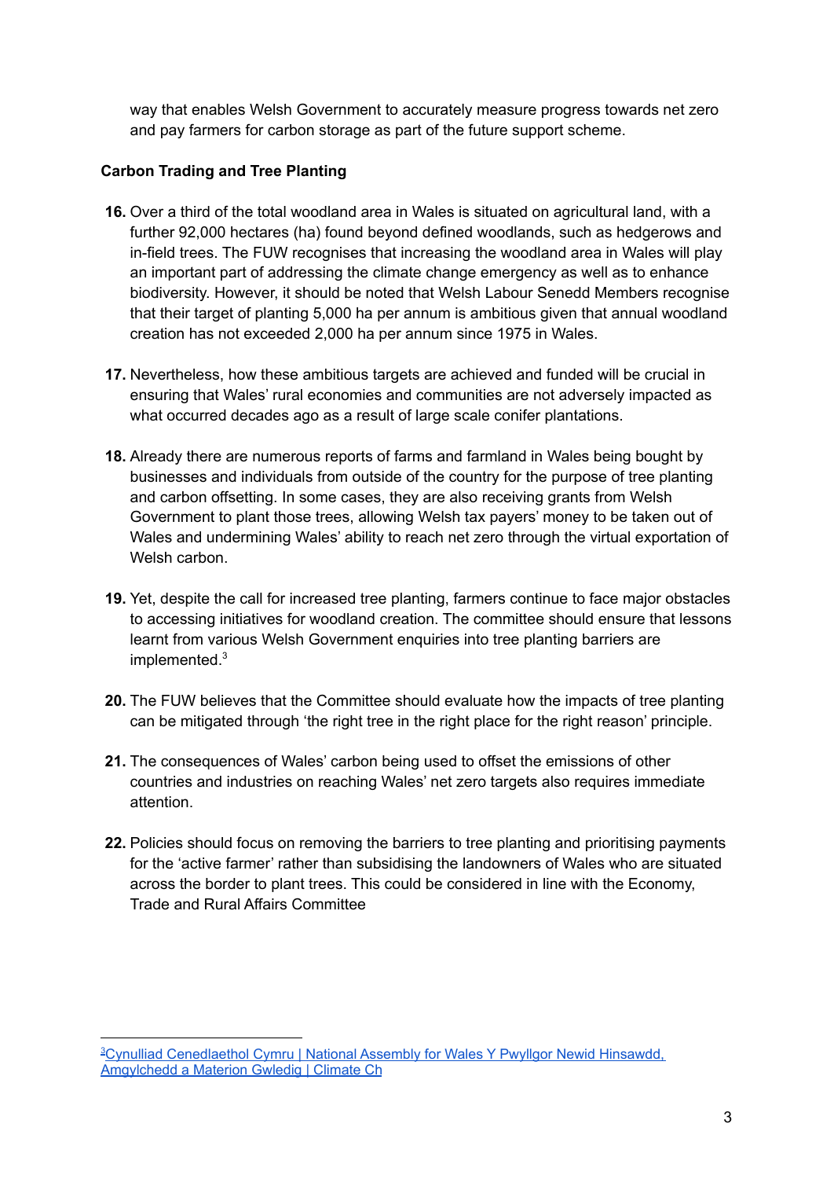way that enables Welsh Government to accurately measure progress towards net zero and pay farmers for carbon storage as part of the future support scheme.

**Carbon Trading and Tree Planting**

**16.** Over a third of the total woodland area in Wales is situated on agricultural land, with a further 92,000 hectares (ha) found beyond defined woodlands, such as hedgerows and in-field trees. The FUW recognises that increasing the woodland area in Wales will play an important part of addressing the climate change emergency as well as to enhance biodiversity. However, it should be noted that Welsh Labour Senedd Members recognise that their target of planting 5,000 ha per annum is ambitious given that annual woodland creation has not exceeded 2,000 ha per annum since 1975 in Wales.

**17.** Nevertheless, how these ambitious targets are achieved and funded will be crucial in ensuring that Wales' rural economies and communities are not adversely impacted as what occurred decades ago as a result of large scale conifer plantations.

**18.** Already there are numerous reports of farms and farmland in Wales being bought by businesses and individuals from outside of the country for the purpose of tree planting and carbon offsetting. In some cases, they are also receiving grants from Welsh Government to plant those trees, allowing Welsh tax payers' money to be taken out of Wales and undermining Wales' ability to reach net zero through the virtual exportation of Welsh carbon.

**19.** Yet, despite the call for increased tree planting, farmers continue to face major obstacles to accessing initiatives for woodland creation. The committee should ensure that lessons learnt from various Welsh Government enquiries into tree planting barriers are implemented.[3]

**20.** The FUW believes that the Committee should evaluate how the impacts of tree planting can be mitigated through 'the right tree in the right place for the right reason' principle.

**21.** The consequences of Wales' carbon being used to offset the emissions of other countries and industries on reaching Wales' net zero targets also requires immediate attention.

**22.** Policies should focus on removing the barriers to tree planting and prioritising payments for the 'active farmer' rather than subsidising the landowners of Wales who are situated across the border to plant trees. This could be considered in line with the Economy, Trade and Rural Affairs Committee

---

[3] Cynulliad Cenedlaethol Cymru | National Assembly for Wales Y Pwyllgor Newid Hinsawdd, Amgylchedd a Materion Gwledig | Climate Ch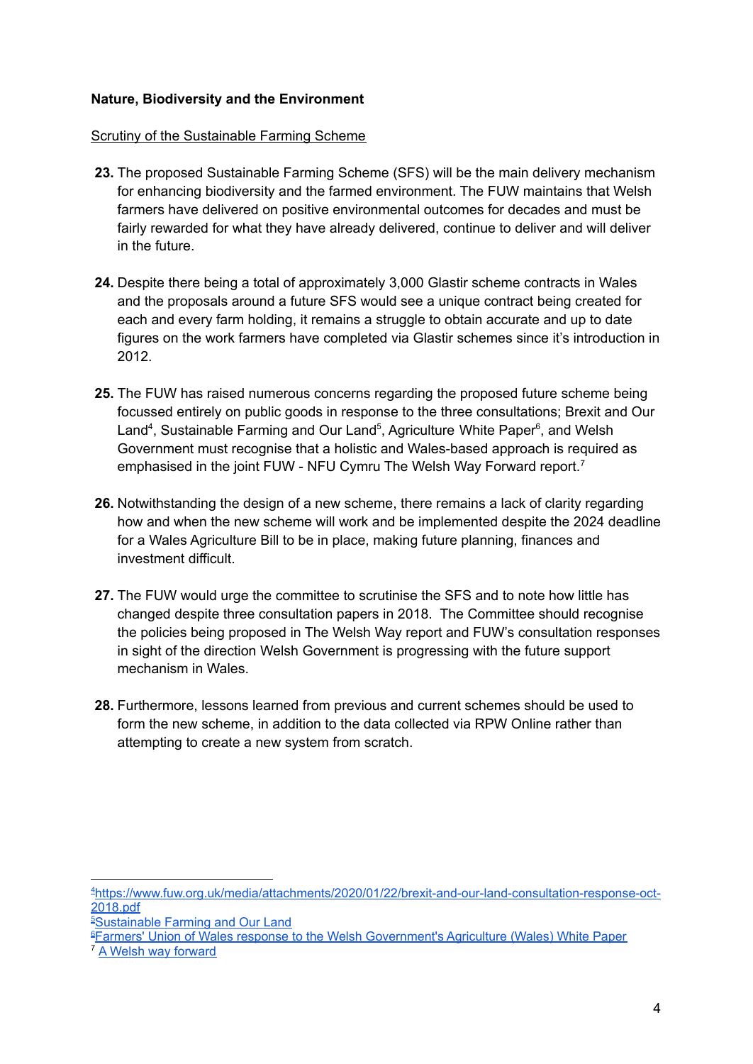**Nature, Biodiversity and the Environment**

Scrutiny of the Sustainable Farming Scheme

**23.** The proposed Sustainable Farming Scheme (SFS) will be the main delivery mechanism for enhancing biodiversity and the farmed environment. The FUW maintains that Welsh farmers have delivered on positive environmental outcomes for decades and must be fairly rewarded for what they have already delivered, continue to deliver and will deliver in the future.

**24.** Despite there being a total of approximately 3,000 Glastir scheme contracts in Wales and the proposals around a future SFS would see a unique contract being created for each and every farm holding, it remains a struggle to obtain accurate and up to date figures on the work farmers have completed via Glastir schemes since it's introduction in 2012.

**25.** The FUW has raised numerous concerns regarding the proposed future scheme being focussed entirely on public goods in response to the three consultations; Brexit and Our Land[4], Sustainable Farming and Our Land[5], Agriculture White Paper[6], and Welsh Government must recognise that a holistic and Wales-based approach is required as emphasised in the joint FUW - NFU Cymru The Welsh Way Forward report.[7]

**26.** Notwithstanding the design of a new scheme, there remains a lack of clarity regarding how and when the new scheme will work and be implemented despite the 2024 deadline for a Wales Agriculture Bill to be in place, making future planning, finances and investment difficult.

**27.** The FUW would urge the committee to scrutinise the SFS and to note how little has changed despite three consultation papers in 2018. The Committee should recognise the policies being proposed in The Welsh Way report and FUW's consultation responses in sight of the direction Welsh Government is progressing with the future support mechanism in Wales.

**28.** Furthermore, lessons learned from previous and current schemes should be used to form the new scheme, in addition to the data collected via RPW Online rather than attempting to create a new system from scratch.

---

[4] https://www.fuw.org.uk/media/attachments/2020/01/22/brexit-and-our-land-consultation-response-oct-2018.pdf

[5] Sustainable Farming and Our Land

[6] Farmers' Union of Wales response to the Welsh Government's Agriculture (Wales) White Paper

[7] A Welsh way forward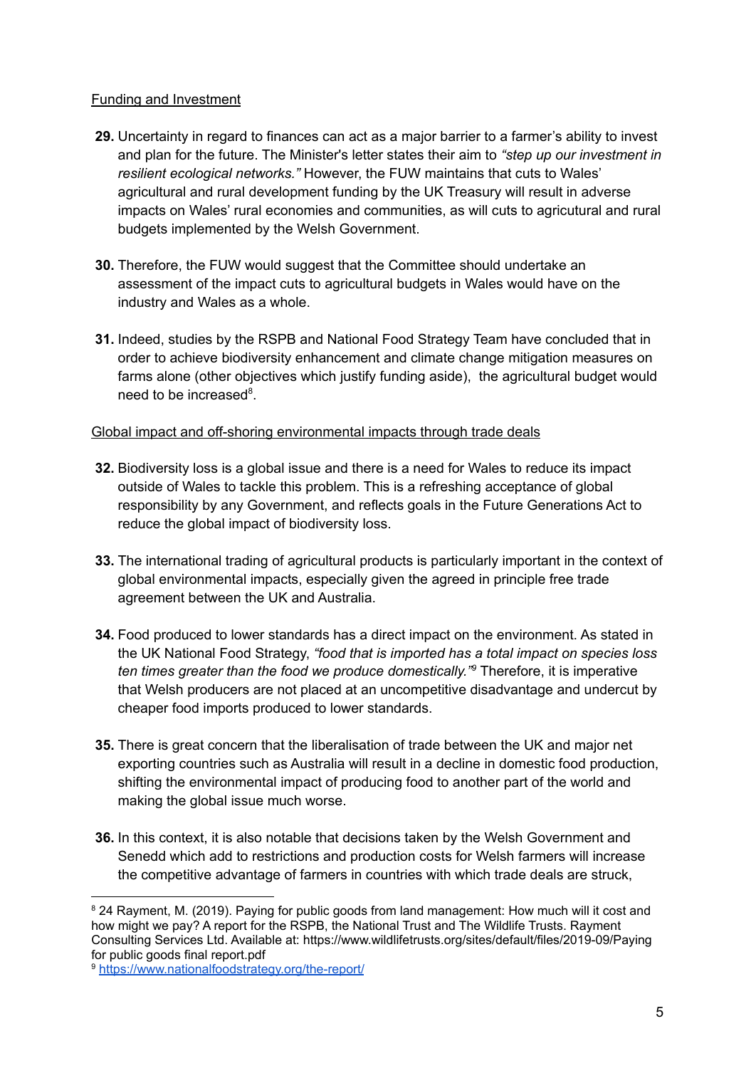Funding and Investment

**29.** Uncertainty in regard to finances can act as a major barrier to a farmer's ability to invest and plan for the future. The Minister's letter states their aim to *"step up our investment in resilient ecological networks."* However, the FUW maintains that cuts to Wales' agricultural and rural development funding by the UK Treasury will result in adverse impacts on Wales' rural economies and communities, as will cuts to agricutural and rural budgets implemented by the Welsh Government.

**30.** Therefore, the FUW would suggest that the Committee should undertake an assessment of the impact cuts to agricultural budgets in Wales would have on the industry and Wales as a whole.

**31.** Indeed, studies by the RSPB and National Food Strategy Team have concluded that in order to achieve biodiversity enhancement and climate change mitigation measures on farms alone (other objectives which justify funding aside), the agricultural budget would need to be increased[8].

Global impact and off-shoring environmental impacts through trade deals

**32.** Biodiversity loss is a global issue and there is a need for Wales to reduce its impact outside of Wales to tackle this problem. This is a refreshing acceptance of global responsibility by any Government, and reflects goals in the Future Generations Act to reduce the global impact of biodiversity loss.

**33.** The international trading of agricultural products is particularly important in the context of global environmental impacts, especially given the agreed in principle free trade agreement between the UK and Australia.

**34.** Food produced to lower standards has a direct impact on the environment. As stated in the UK National Food Strategy, *"food that is imported has a total impact on species loss ten times greater than the food we produce domestically."*[9] Therefore, it is imperative that Welsh producers are not placed at an uncompetitive disadvantage and undercut by cheaper food imports produced to lower standards.

**35.** There is great concern that the liberalisation of trade between the UK and major net exporting countries such as Australia will result in a decline in domestic food production, shifting the environmental impact of producing food to another part of the world and making the global issue much worse.

**36.** In this context, it is also notable that decisions taken by the Welsh Government and Senedd which add to restrictions and production costs for Welsh farmers will increase the competitive advantage of farmers in countries with which trade deals are struck,

---

[8] 24 Rayment, M. (2019). Paying for public goods from land management: How much will it cost and how might we pay? A report for the RSPB, the National Trust and The Wildlife Trusts. Rayment Consulting Services Ltd. Available at: https://www.wildlifetrusts.org/sites/default/files/2019-09/Paying for public goods final report.pdf

[9] https://www.nationalfoodstrategy.org/the-report/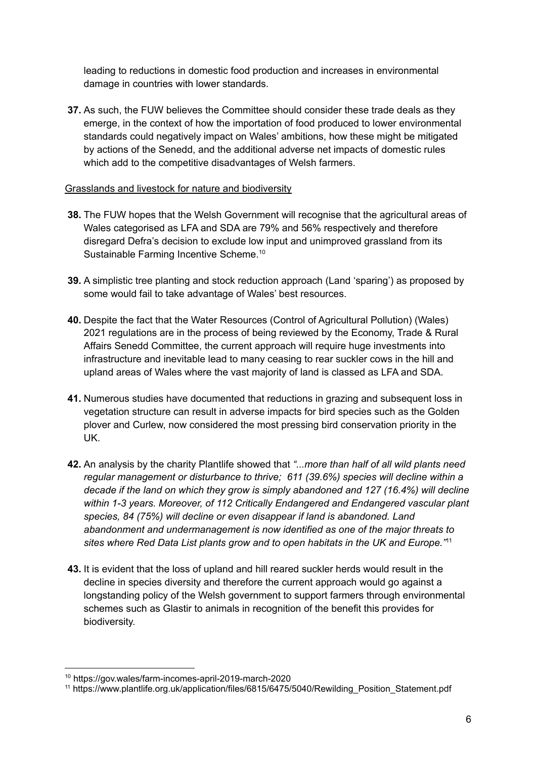leading to reductions in domestic food production and increases in environmental damage in countries with lower standards.

**37.** As such, the FUW believes the Committee should consider these trade deals as they emerge, in the context of how the importation of food produced to lower environmental standards could negatively impact on Wales' ambitions, how these might be mitigated by actions of the Senedd, and the additional adverse net impacts of domestic rules which add to the competitive disadvantages of Welsh farmers.

<u>Grasslands and livestock for nature and biodiversity</u>

**38.** The FUW hopes that the Welsh Government will recognise that the agricultural areas of Wales categorised as LFA and SDA are 79% and 56% respectively and therefore disregard Defra's decision to exclude low input and unimproved grassland from its Sustainable Farming Incentive Scheme.[10]

**39.** A simplistic tree planting and stock reduction approach (Land 'sparing') as proposed by some would fail to take advantage of Wales' best resources.

**40.** Despite the fact that the Water Resources (Control of Agricultural Pollution) (Wales) 2021 regulations are in the process of being reviewed by the Economy, Trade & Rural Affairs Senedd Committee, the current approach will require huge investments into infrastructure and inevitable lead to many ceasing to rear suckler cows in the hill and upland areas of Wales where the vast majority of land is classed as LFA and SDA.

**41.** Numerous studies have documented that reductions in grazing and subsequent loss in vegetation structure can result in adverse impacts for bird species such as the Golden plover and Curlew, now considered the most pressing bird conservation priority in the UK.

**42.** An analysis by the charity Plantlife showed that *"...more than half of all wild plants need regular management or disturbance to thrive; 611 (39.6%) species will decline within a decade if the land on which they grow is simply abandoned and 127 (16.4%) will decline within 1-3 years. Moreover, of 112 Critically Endangered and Endangered vascular plant species, 84 (75%) will decline or even disappear if land is abandoned. Land abandonment and undermanagement is now identified as one of the major threats to sites where Red Data List plants grow and to open habitats in the UK and Europe."*[11]

**43.** It is evident that the loss of upland and hill reared suckler herds would result in the decline in species diversity and therefore the current approach would go against a longstanding policy of the Welsh government to support farmers through environmental schemes such as Glastir to animals in recognition of the benefit this provides for biodiversity.

---

[10] https://gov.wales/farm-incomes-april-2019-march-2020

[11] https://www.plantlife.org.uk/application/files/6815/6475/5040/Rewilding_Position_Statement.pdf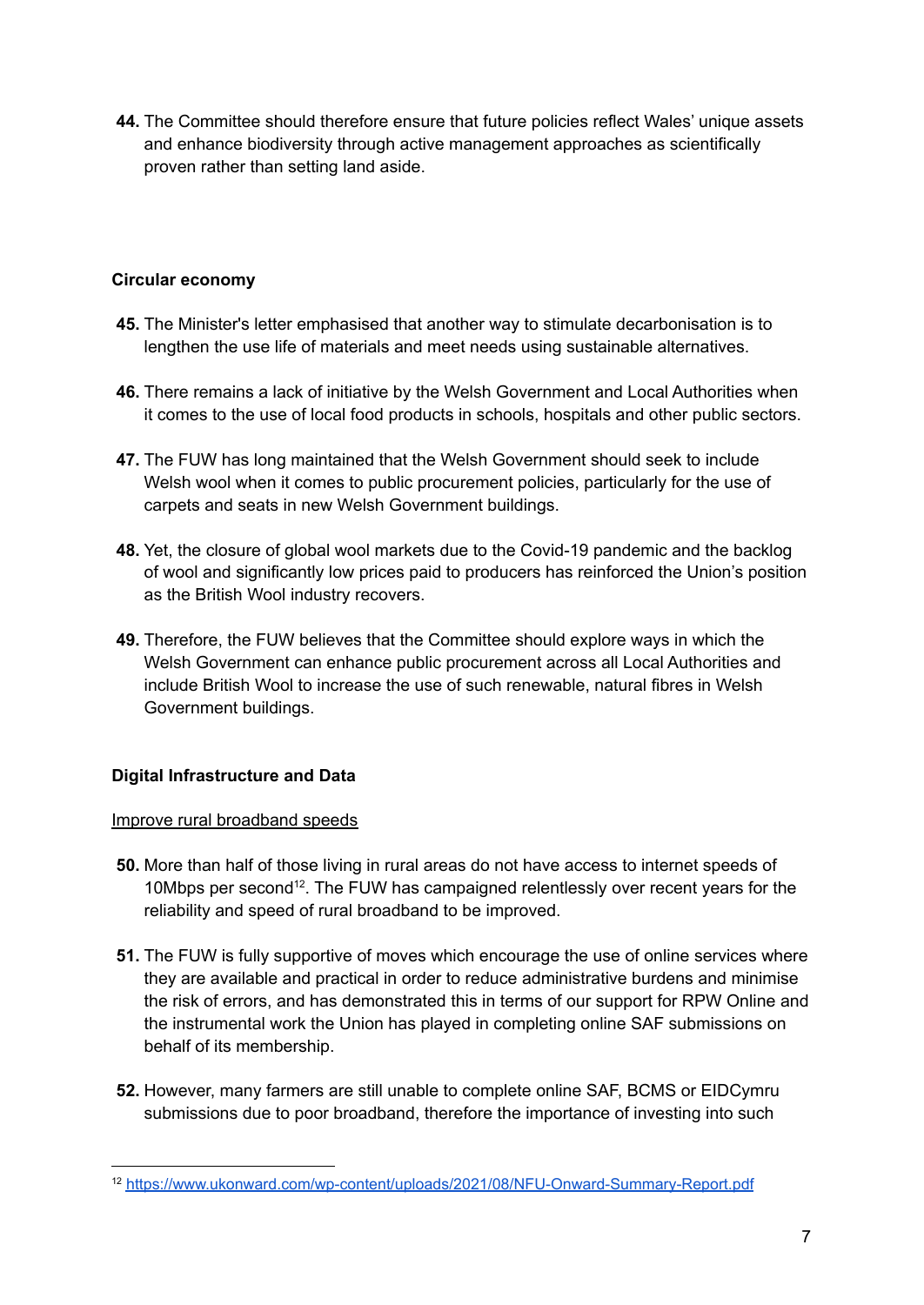44. The Committee should therefore ensure that future policies reflect Wales' unique assets and enhance biodiversity through active management approaches as scientifically proven rather than setting land aside.

**Circular economy**

45. The Minister's letter emphasised that another way to stimulate decarbonisation is to lengthen the use life of materials and meet needs using sustainable alternatives.

46. There remains a lack of initiative by the Welsh Government and Local Authorities when it comes to the use of local food products in schools, hospitals and other public sectors.

47. The FUW has long maintained that the Welsh Government should seek to include Welsh wool when it comes to public procurement policies, particularly for the use of carpets and seats in new Welsh Government buildings.

48. Yet, the closure of global wool markets due to the Covid-19 pandemic and the backlog of wool and significantly low prices paid to producers has reinforced the Union's position as the British Wool industry recovers.

49. Therefore, the FUW believes that the Committee should explore ways in which the Welsh Government can enhance public procurement across all Local Authorities and include British Wool to increase the use of such renewable, natural fibres in Welsh Government buildings.

**Digital Infrastructure and Data**

<u>Improve rural broadband speeds</u>

50. More than half of those living in rural areas do not have access to internet speeds of 10Mbps per second[12]. The FUW has campaigned relentlessly over recent years for the reliability and speed of rural broadband to be improved.

51. The FUW is fully supportive of moves which encourage the use of online services where they are available and practical in order to reduce administrative burdens and minimise the risk of errors, and has demonstrated this in terms of our support for RPW Online and the instrumental work the Union has played in completing online SAF submissions on behalf of its membership.

52. However, many farmers are still unable to complete online SAF, BCMS or EIDCymru submissions due to poor broadband, therefore the importance of investing into such

[12] https://www.ukonward.com/wp-content/uploads/2021/08/NFU-Onward-Summary-Report.pdf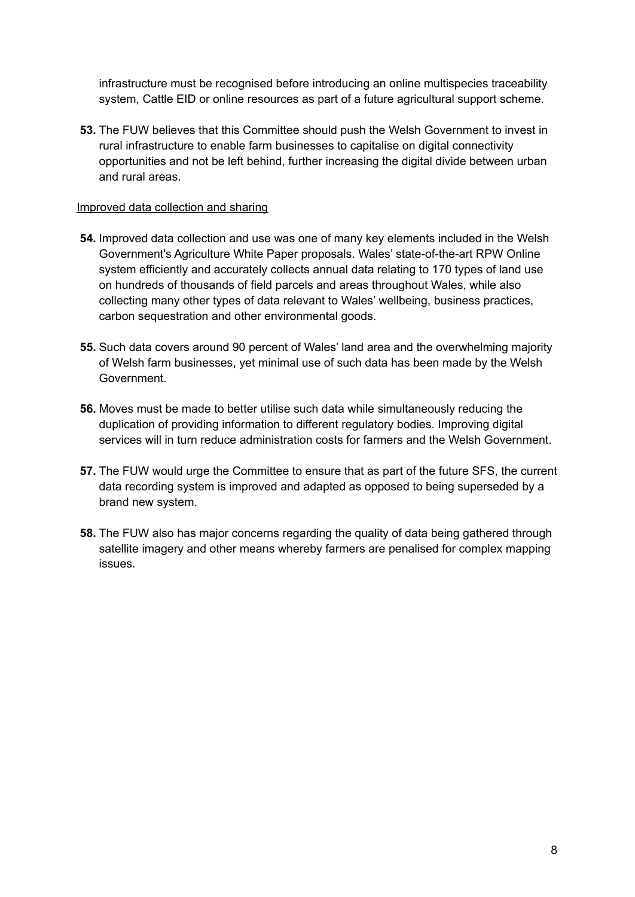infrastructure must be recognised before introducing an online multispecies traceability system, Cattle EID or online resources as part of a future agricultural support scheme.

**53.** The FUW believes that this Committee should push the Welsh Government to invest in rural infrastructure to enable farm businesses to capitalise on digital connectivity opportunities and not be left behind, further increasing the digital divide between urban and rural areas.

<u>Improved data collection and sharing</u>

**54.** Improved data collection and use was one of many key elements included in the Welsh Government's Agriculture White Paper proposals. Wales' state-of-the-art RPW Online system efficiently and accurately collects annual data relating to 170 types of land use on hundreds of thousands of field parcels and areas throughout Wales, while also collecting many other types of data relevant to Wales' wellbeing, business practices, carbon sequestration and other environmental goods.

**55.** Such data covers around 90 percent of Wales' land area and the overwhelming majority of Welsh farm businesses, yet minimal use of such data has been made by the Welsh Government.

**56.** Moves must be made to better utilise such data while simultaneously reducing the duplication of providing information to different regulatory bodies. Improving digital services will in turn reduce administration costs for farmers and the Welsh Government.

**57.** The FUW would urge the Committee to ensure that as part of the future SFS, the current data recording system is improved and adapted as opposed to being superseded by a brand new system.

**58.** The FUW also has major concerns regarding the quality of data being gathered through satellite imagery and other means whereby farmers are penalised for complex mapping issues.